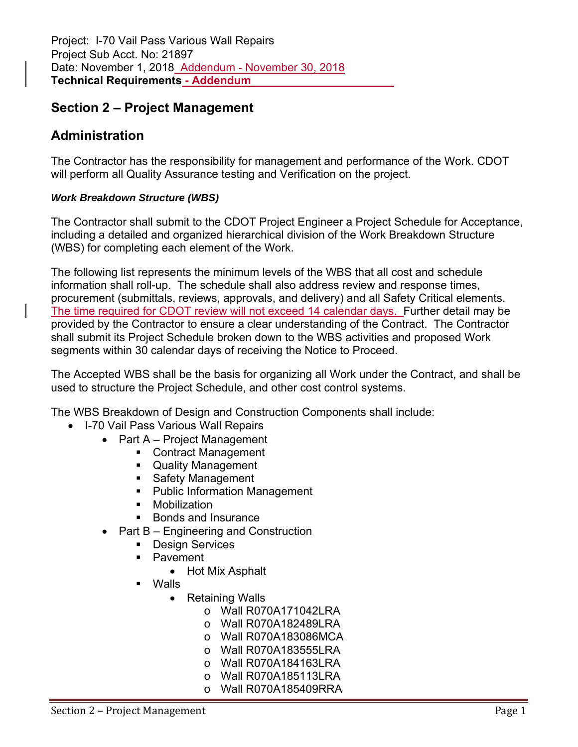Project: I-70 Vail Pass Various Wall Repairs
Project Sub Acct. No: 21897
Date: November 1, 2018 Addendum - November 30, 2018
**Technical Requirements - Addendum**

# Section 2 – Project Management

## Administration

The Contractor has the responsibility for management and performance of the Work. CDOT will perform all Quality Assurance testing and Verification on the project.

***Work Breakdown Structure (WBS)***

The Contractor shall submit to the CDOT Project Engineer a Project Schedule for Acceptance, including a detailed and organized hierarchical division of the Work Breakdown Structure (WBS) for completing each element of the Work.

The following list represents the minimum levels of the WBS that all cost and schedule information shall roll-up. The schedule shall also address review and response times, procurement (submittals, reviews, approvals, and delivery) and all Safety Critical elements. The time required for CDOT review will not exceed 14 calendar days. Further detail may be provided by the Contractor to ensure a clear understanding of the Contract. The Contractor shall submit its Project Schedule broken down to the WBS activities and proposed Work segments within 30 calendar days of receiving the Notice to Proceed.

The Accepted WBS shall be the basis for organizing all Work under the Contract, and shall be used to structure the Project Schedule, and other cost control systems.

The WBS Breakdown of Design and Construction Components shall include:

- I-70 Vail Pass Various Wall Repairs
  - Part A – Project Management
    - Contract Management
    - Quality Management
    - Safety Management
    - Public Information Management
    - Mobilization
    - Bonds and Insurance
  - Part B – Engineering and Construction
    - Design Services
    - Pavement
      - Hot Mix Asphalt
    - Walls
      - Retaining Walls
        - Wall R070A171042LRA
        - Wall R070A182489LRA
        - Wall R070A183086MCA
        - Wall R070A183555LRA
        - Wall R070A184163LRA
        - Wall R070A185113LRA
        - Wall R070A185409RRA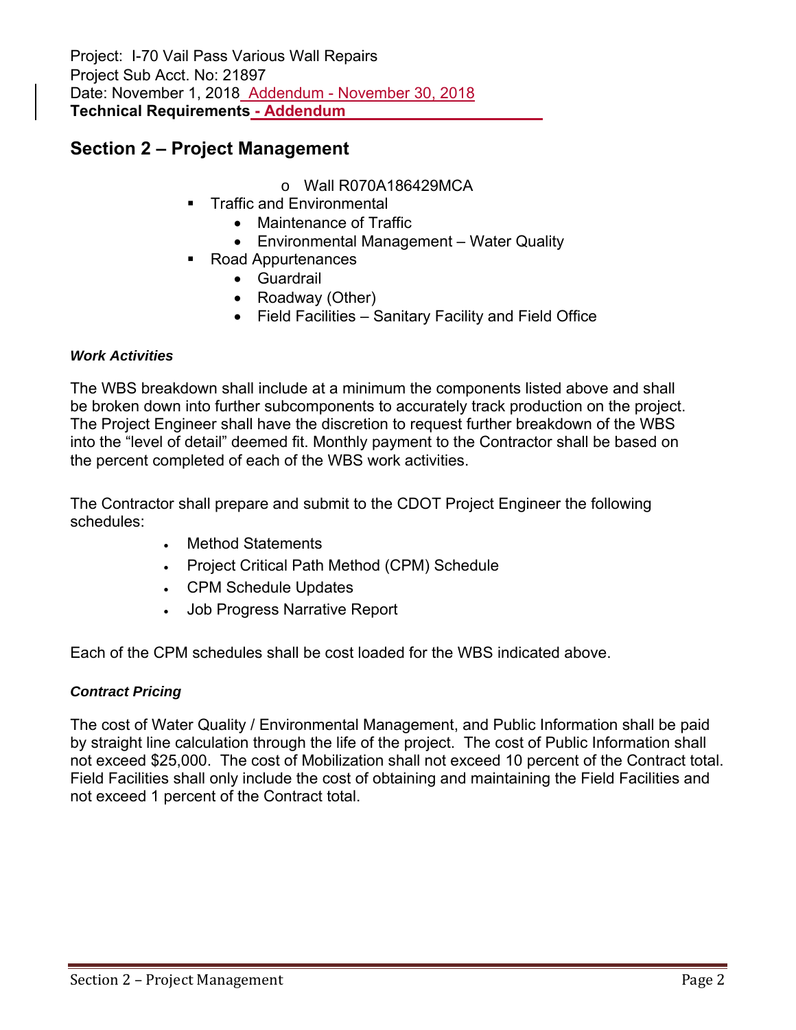Project: I-70 Vail Pass Various Wall Repairs
Project Sub Acct. No: 21897
Date: November 1, 2018 Addendum - November 30, 2018
**Technical Requirements - Addendum**

## Section 2 – Project Management

- Wall R070A186429MCA
- Traffic and Environmental
  - Maintenance of Traffic
  - Environmental Management – Water Quality
- Road Appurtenances
  - Guardrail
  - Roadway (Other)
  - Field Facilities – Sanitary Facility and Field Office

***Work Activities***

The WBS breakdown shall include at a minimum the components listed above and shall be broken down into further subcomponents to accurately track production on the project. The Project Engineer shall have the discretion to request further breakdown of the WBS into the "level of detail" deemed fit. Monthly payment to the Contractor shall be based on the percent completed of each of the WBS work activities.

The Contractor shall prepare and submit to the CDOT Project Engineer the following schedules:

- Method Statements
- Project Critical Path Method (CPM) Schedule
- CPM Schedule Updates
- Job Progress Narrative Report

Each of the CPM schedules shall be cost loaded for the WBS indicated above.

***Contract Pricing***

The cost of Water Quality / Environmental Management, and Public Information shall be paid by straight line calculation through the life of the project. The cost of Public Information shall not exceed $25,000. The cost of Mobilization shall not exceed 10 percent of the Contract total. Field Facilities shall only include the cost of obtaining and maintaining the Field Facilities and not exceed 1 percent of the Contract total.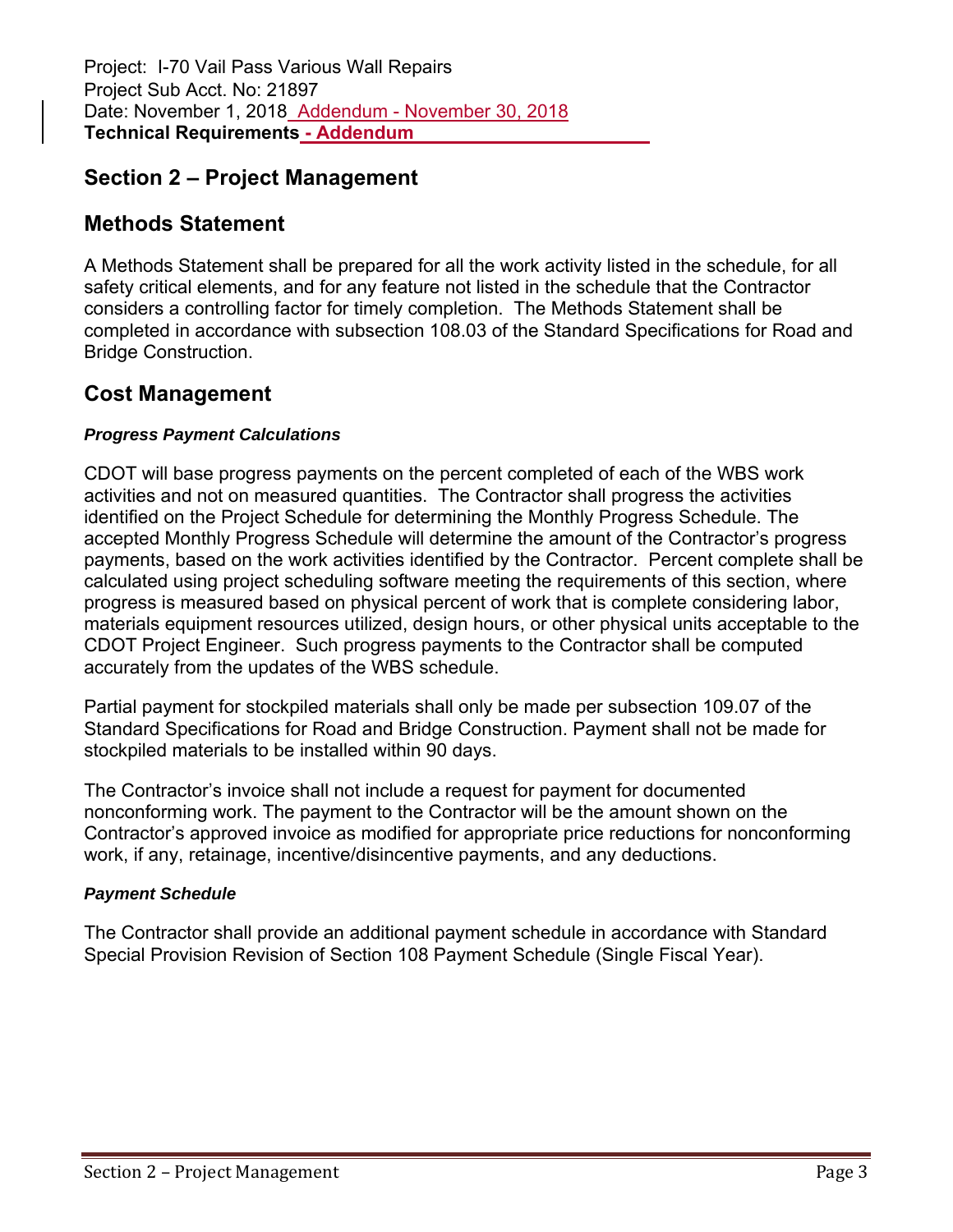Project: I-70 Vail Pass Various Wall Repairs
Project Sub Acct. No: 21897
Date: November 1, 2018 Addendum - November 30, 2018
**Technical Requirements - Addendum**

# Section 2 – Project Management

## Methods Statement

A Methods Statement shall be prepared for all the work activity listed in the schedule, for all safety critical elements, and for any feature not listed in the schedule that the Contractor considers a controlling factor for timely completion. The Methods Statement shall be completed in accordance with subsection 108.03 of the Standard Specifications for Road and Bridge Construction.

## Cost Management

***Progress Payment Calculations***

CDOT will base progress payments on the percent completed of each of the WBS work activities and not on measured quantities. The Contractor shall progress the activities identified on the Project Schedule for determining the Monthly Progress Schedule. The accepted Monthly Progress Schedule will determine the amount of the Contractor's progress payments, based on the work activities identified by the Contractor. Percent complete shall be calculated using project scheduling software meeting the requirements of this section, where progress is measured based on physical percent of work that is complete considering labor, materials equipment resources utilized, design hours, or other physical units acceptable to the CDOT Project Engineer. Such progress payments to the Contractor shall be computed accurately from the updates of the WBS schedule.

Partial payment for stockpiled materials shall only be made per subsection 109.07 of the Standard Specifications for Road and Bridge Construction. Payment shall not be made for stockpiled materials to be installed within 90 days.

The Contractor's invoice shall not include a request for payment for documented nonconforming work. The payment to the Contractor will be the amount shown on the Contractor's approved invoice as modified for appropriate price reductions for nonconforming work, if any, retainage, incentive/disincentive payments, and any deductions.

***Payment Schedule***

The Contractor shall provide an additional payment schedule in accordance with Standard Special Provision Revision of Section 108 Payment Schedule (Single Fiscal Year).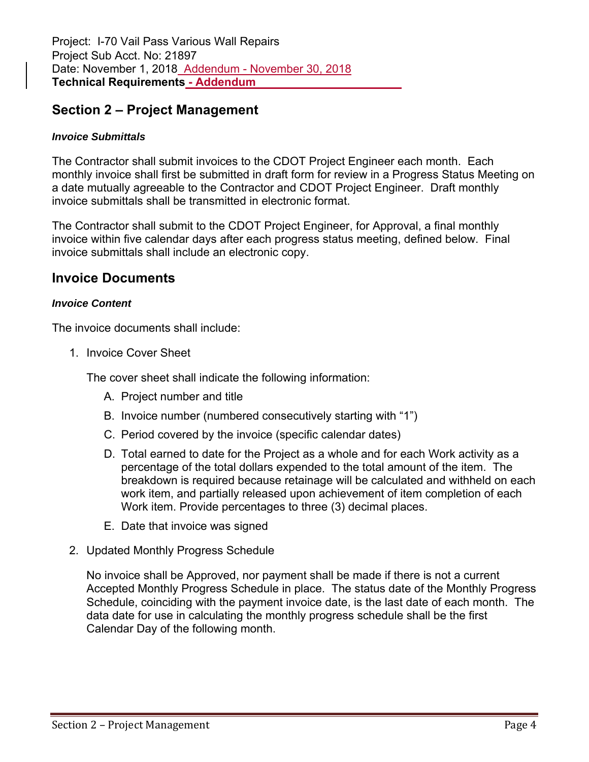Project: I-70 Vail Pass Various Wall Repairs
Project Sub Acct. No: 21897
Date: November 1, 2018 Addendum - November 30, 2018
**Technical Requirements - Addendum**

## Section 2 – Project Management

***Invoice Submittals***

The Contractor shall submit invoices to the CDOT Project Engineer each month. Each monthly invoice shall first be submitted in draft form for review in a Progress Status Meeting on a date mutually agreeable to the Contractor and CDOT Project Engineer. Draft monthly invoice submittals shall be transmitted in electronic format.

The Contractor shall submit to the CDOT Project Engineer, for Approval, a final monthly invoice within five calendar days after each progress status meeting, defined below. Final invoice submittals shall include an electronic copy.

## Invoice Documents

***Invoice Content***

The invoice documents shall include:

1. Invoice Cover Sheet

   The cover sheet shall indicate the following information:

   A. Project number and title

   B. Invoice number (numbered consecutively starting with "1")

   C. Period covered by the invoice (specific calendar dates)

   D. Total earned to date for the Project as a whole and for each Work activity as a percentage of the total dollars expended to the total amount of the item. The breakdown is required because retainage will be calculated and withheld on each work item, and partially released upon achievement of item completion of each Work item. Provide percentages to three (3) decimal places.

   E. Date that invoice was signed

2. Updated Monthly Progress Schedule

   No invoice shall be Approved, nor payment shall be made if there is not a current Accepted Monthly Progress Schedule in place. The status date of the Monthly Progress Schedule, coinciding with the payment invoice date, is the last date of each month. The data date for use in calculating the monthly progress schedule shall be the first Calendar Day of the following month.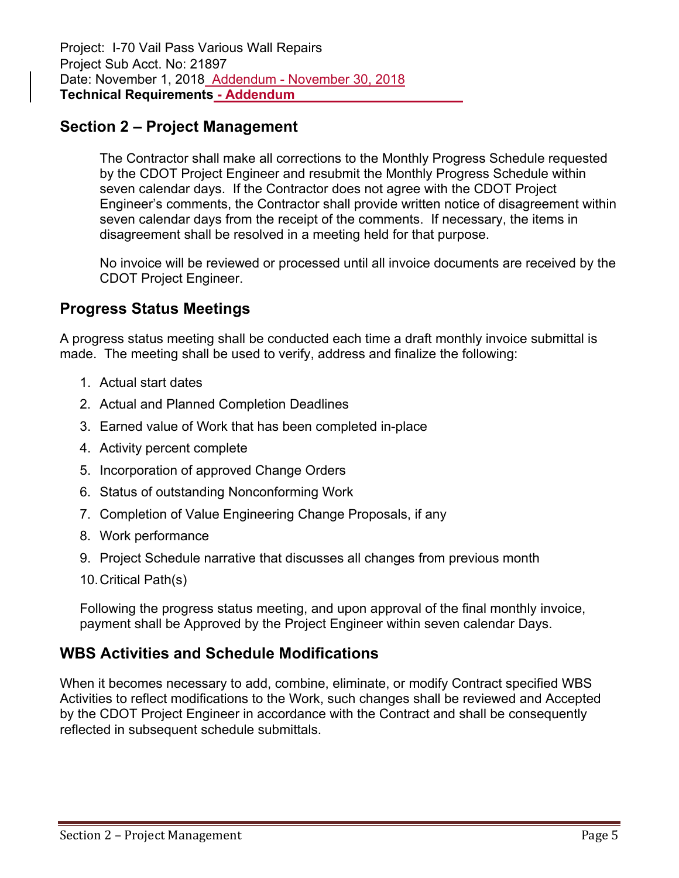## Section 2 – Project Management

The Contractor shall make all corrections to the Monthly Progress Schedule requested by the CDOT Project Engineer and resubmit the Monthly Progress Schedule within seven calendar days. If the Contractor does not agree with the CDOT Project Engineer's comments, the Contractor shall provide written notice of disagreement within seven calendar days from the receipt of the comments. If necessary, the items in disagreement shall be resolved in a meeting held for that purpose.

No invoice will be reviewed or processed until all invoice documents are received by the CDOT Project Engineer.

## Progress Status Meetings

A progress status meeting shall be conducted each time a draft monthly invoice submittal is made. The meeting shall be used to verify, address and finalize the following:

1. Actual start dates
2. Actual and Planned Completion Deadlines
3. Earned value of Work that has been completed in-place
4. Activity percent complete
5. Incorporation of approved Change Orders
6. Status of outstanding Nonconforming Work
7. Completion of Value Engineering Change Proposals, if any
8. Work performance
9. Project Schedule narrative that discusses all changes from previous month
10. Critical Path(s)

Following the progress status meeting, and upon approval of the final monthly invoice, payment shall be Approved by the Project Engineer within seven calendar Days.

## WBS Activities and Schedule Modifications

When it becomes necessary to add, combine, eliminate, or modify Contract specified WBS Activities to reflect modifications to the Work, such changes shall be reviewed and Accepted by the CDOT Project Engineer in accordance with the Contract and shall be consequently reflected in subsequent schedule submittals.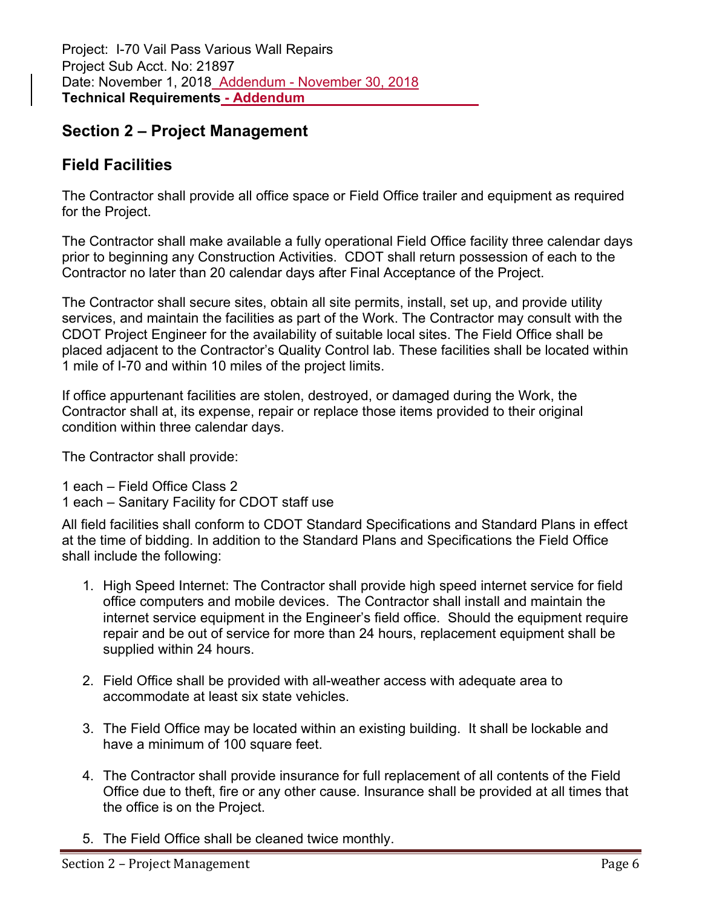Project: I-70 Vail Pass Various Wall Repairs
Project Sub Acct. No: 21897
Date: November 1, 2018 Addendum - November 30, 2018
**Technical Requirements - Addendum**

## Section 2 – Project Management

## Field Facilities

The Contractor shall provide all office space or Field Office trailer and equipment as required for the Project.

The Contractor shall make available a fully operational Field Office facility three calendar days prior to beginning any Construction Activities. CDOT shall return possession of each to the Contractor no later than 20 calendar days after Final Acceptance of the Project.

The Contractor shall secure sites, obtain all site permits, install, set up, and provide utility services, and maintain the facilities as part of the Work. The Contractor may consult with the CDOT Project Engineer for the availability of suitable local sites. The Field Office shall be placed adjacent to the Contractor's Quality Control lab. These facilities shall be located within 1 mile of I-70 and within 10 miles of the project limits.

If office appurtenant facilities are stolen, destroyed, or damaged during the Work, the Contractor shall at, its expense, repair or replace those items provided to their original condition within three calendar days.

The Contractor shall provide:

1 each – Field Office Class 2
1 each – Sanitary Facility for CDOT staff use

All field facilities shall conform to CDOT Standard Specifications and Standard Plans in effect at the time of bidding. In addition to the Standard Plans and Specifications the Field Office shall include the following:

1. High Speed Internet: The Contractor shall provide high speed internet service for field office computers and mobile devices. The Contractor shall install and maintain the internet service equipment in the Engineer's field office. Should the equipment require repair and be out of service for more than 24 hours, replacement equipment shall be supplied within 24 hours.

2. Field Office shall be provided with all-weather access with adequate area to accommodate at least six state vehicles.

3. The Field Office may be located within an existing building. It shall be lockable and have a minimum of 100 square feet.

4. The Contractor shall provide insurance for full replacement of all contents of the Field Office due to theft, fire or any other cause. Insurance shall be provided at all times that the office is on the Project.

5. The Field Office shall be cleaned twice monthly.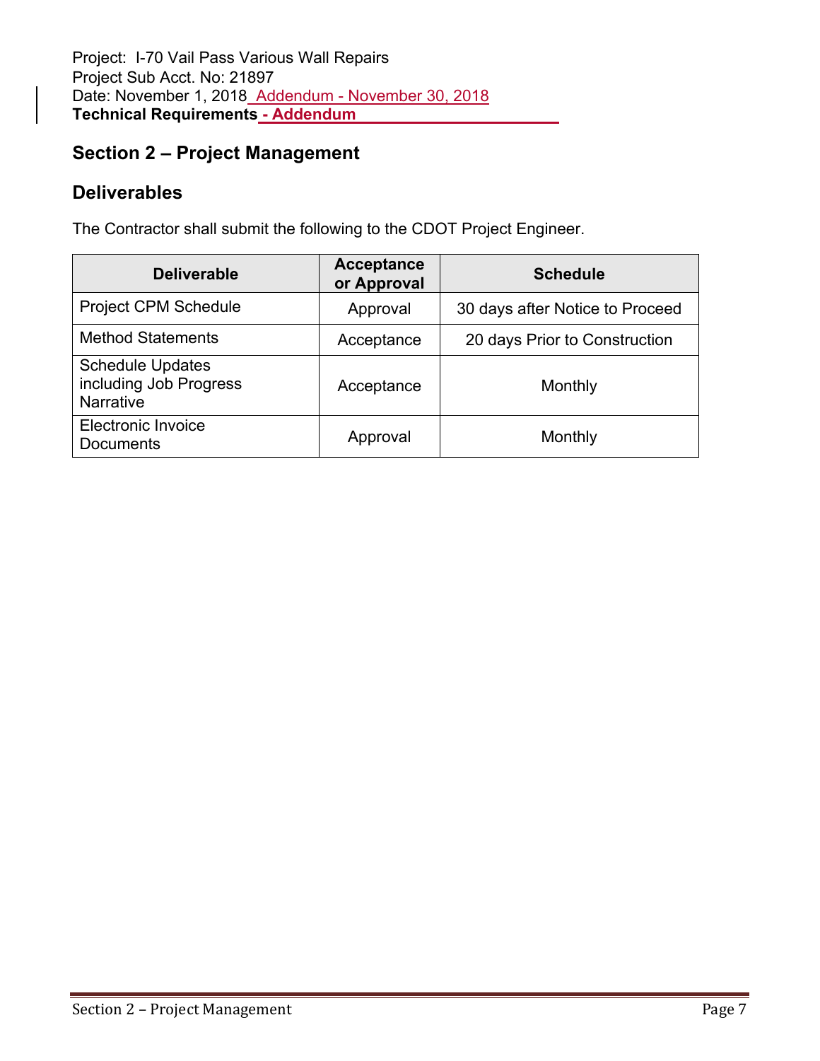Project: I-70 Vail Pass Various Wall Repairs
Project Sub Acct. No: 21897
Date: November 1, 2018 Addendum - November 30, 2018
**Technical Requirements - Addendum**

## Section 2 – Project Management

## Deliverables

The Contractor shall submit the following to the CDOT Project Engineer.

| Deliverable | Acceptance or Approval | Schedule |
|---|---|---|
| Project CPM Schedule | Approval | 30 days after Notice to Proceed |
| Method Statements | Acceptance | 20 days Prior to Construction |
| Schedule Updates including Job Progress Narrative | Acceptance | Monthly |
| Electronic Invoice Documents | Approval | Monthly |